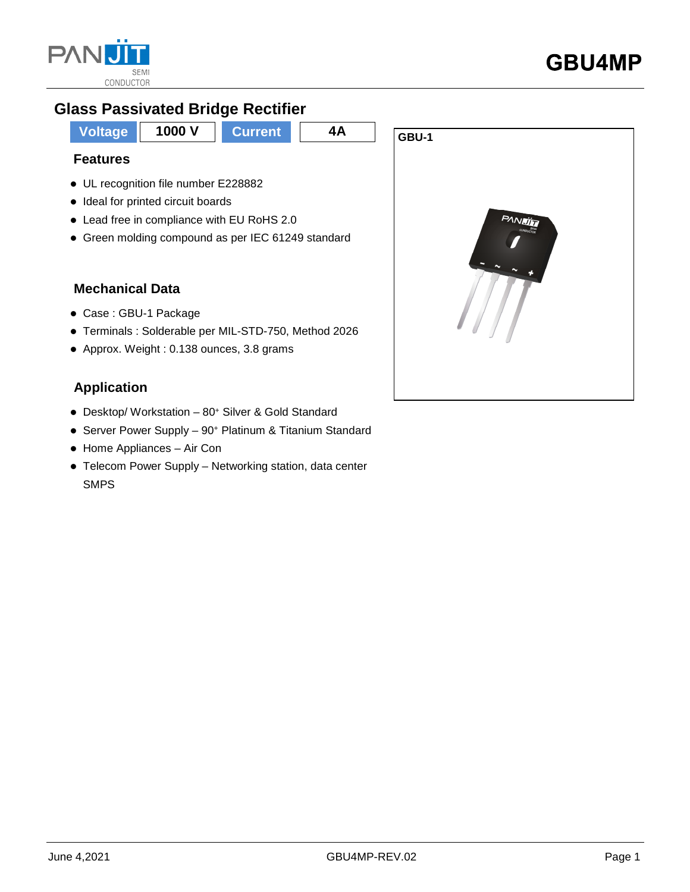# GBU4MP

## Glass Passivated Bridge Rectifier

| Voltage | 1000 V | Current | 4A |
|---|---|---|---|

### Features

- UL recognition file number E228882
- Ideal for printed circuit boards
- Lead free in compliance with EU RoHS 2.0
- Green molding compound as per IEC 61249 standard

### Mechanical Data

- Case : GBU-1 Package
- Terminals : Solderable per MIL-STD-750, Method 2026
- Approx. Weight : 0.138 ounces, 3.8 grams

### Application

- Desktop/ Workstation – 80+ Silver & Gold Standard
- Server Power Supply – 90+ Platinum & Titanium Standard
- Home Appliances – Air Con
- Telecom Power Supply – Networking station, data center SMPS

GBU-1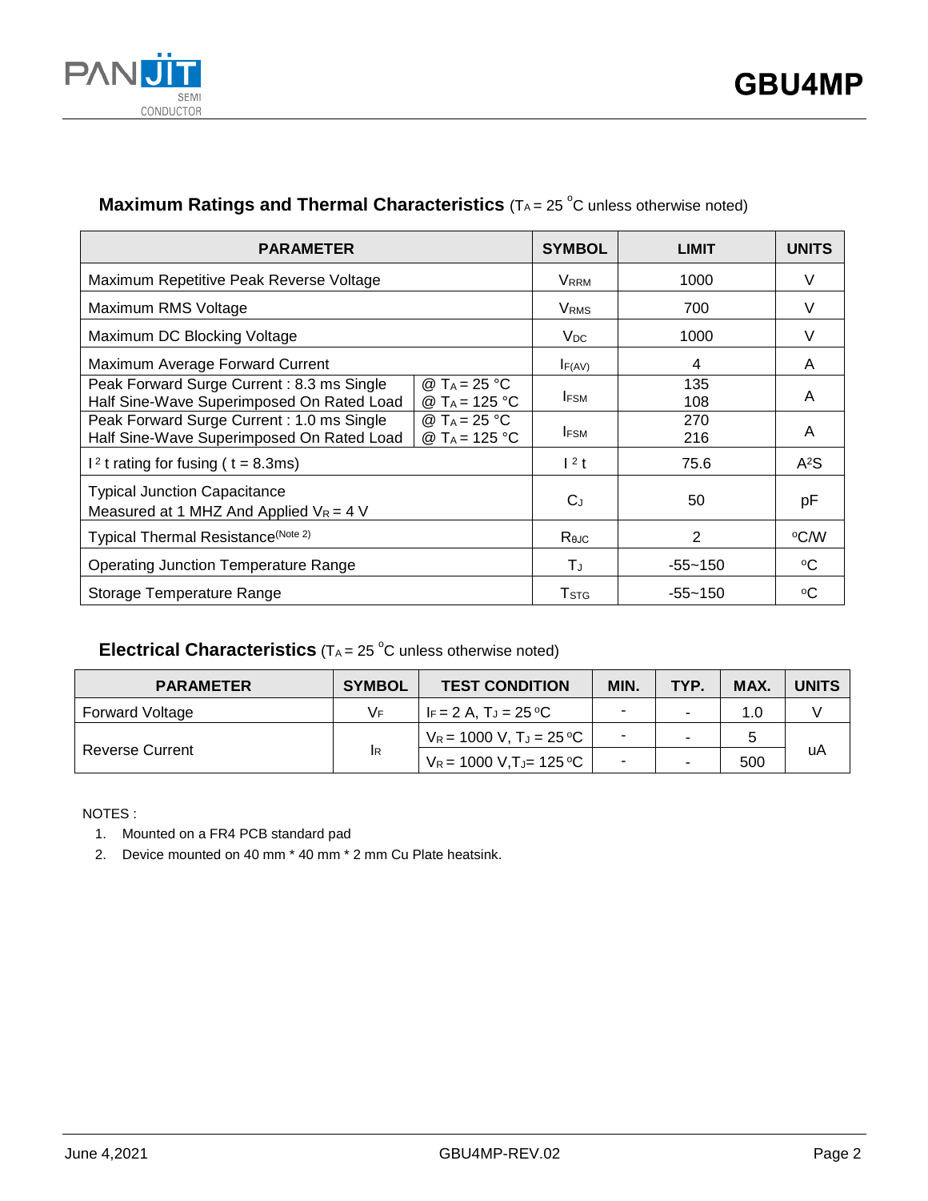## Maximum Ratings and Thermal Characteristics ($T_A$ = 25 °C unless otherwise noted)

| PARAMETER | | SYMBOL | LIMIT | UNITS |
|---|---|---|---|---|
| Maximum Repetitive Peak Reverse Voltage | | $V_{RRM}$ | 1000 | V |
| Maximum RMS Voltage | | $V_{RMS}$ | 700 | V |
| Maximum DC Blocking Voltage | | $V_{DC}$ | 1000 | V |
| Maximum Average Forward Current | | $I_{F(AV)}$ | 4 | A |
| Peak Forward Surge Current : 8.3 ms Single Half Sine-Wave Superimposed On Rated Load | @ $T_A$ = 25 °C<br>@ $T_A$ = 125 °C | $I_{FSM}$ | 135<br>108 | A |
| Peak Forward Surge Current : 1.0 ms Single Half Sine-Wave Superimposed On Rated Load | @ $T_A$ = 25 °C<br>@ $T_A$ = 125 °C | $I_{FSM}$ | 270<br>216 | A |
| $I^2t$ rating for fusing ( t = 8.3ms) | | $I^2t$ | 75.6 | $A^2S$ |
| Typical Junction Capacitance<br>Measured at 1 MHZ And Applied $V_R$ = 4 V | | $C_J$ | 50 | pF |
| Typical Thermal Resistance(Note 2) | | $R_{θJC}$ | 2 | °C/W |
| Operating Junction Temperature Range | | $T_J$ | -55~150 | °C |
| Storage Temperature Range | | $T_{STG}$ | -55~150 | °C |

## Electrical Characteristics ($T_A$ = 25 °C unless otherwise noted)

| PARAMETER | SYMBOL | TEST CONDITION | MIN. | TYP. | MAX. | UNITS |
|---|---|---|---|---|---|---|
| Forward Voltage | $V_F$ | $I_F$ = 2 A, $T_J$ = 25 °C | - | - | 1.0 | V |
| Reverse Current | $I_R$ | $V_R$ = 1000 V, $T_J$ = 25 °C | - | - | 5 | uA |
| | | $V_R$ = 1000 V, $T_J$ = 125 °C | - | - | 500 | |

NOTES :

1. Mounted on a FR4 PCB standard pad
2. Device mounted on 40 mm * 40 mm * 2 mm Cu Plate heatsink.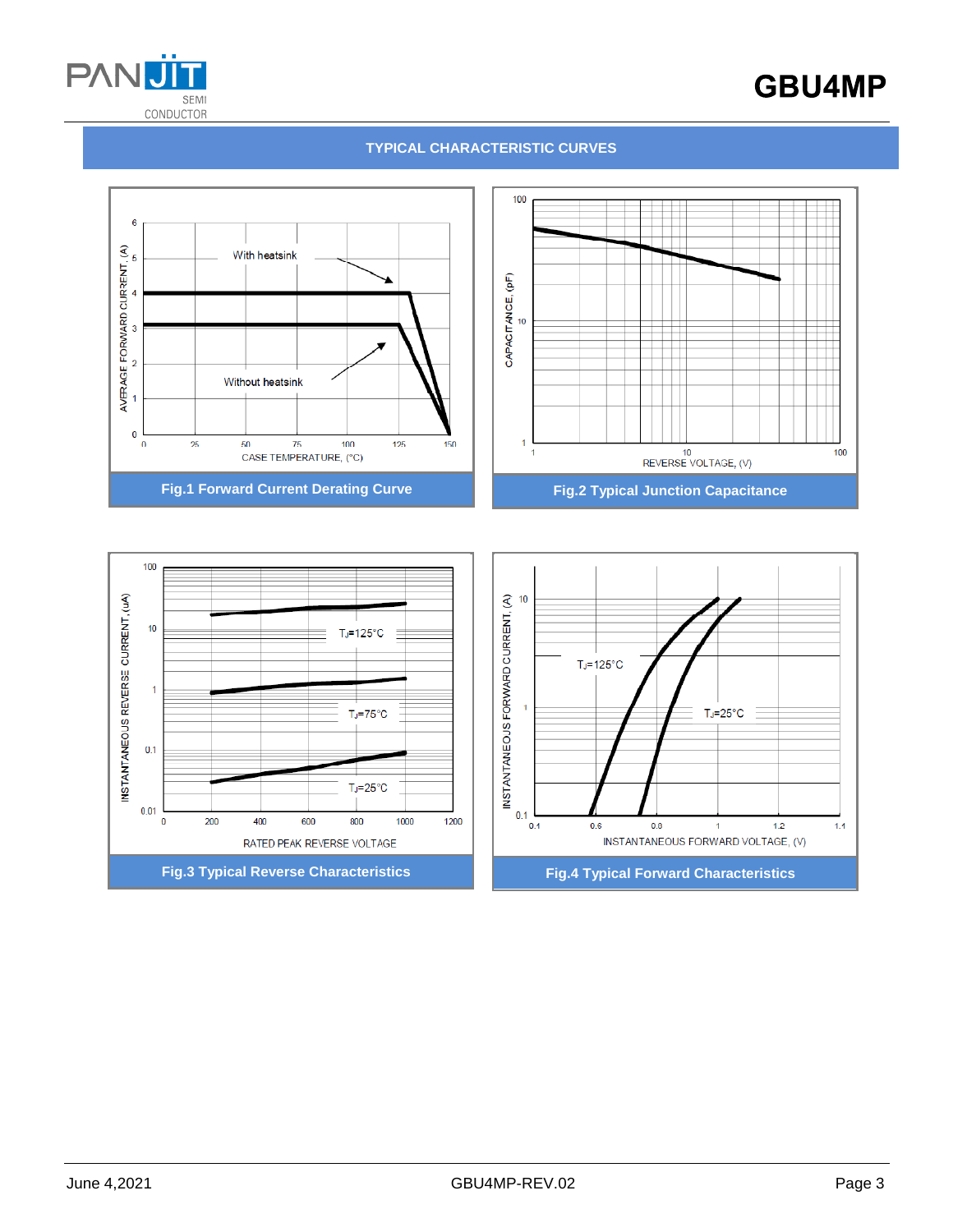## TYPICAL CHARACTERISTIC CURVES

AVERAGE FORWARD CURRENT, (A)

With heatsink

Without heatsink

CASE TEMPERATURE, (°C)

**Fig.1 Forward Current Derating Curve**

CAPACITANCE, (pF)

REVERSE VOLTAGE, (V)

**Fig.2 Typical Junction Capacitance**

INSTANTANEOUS REVERSE CURRENT, (uA)

$T_J$=125°C

$T_J$=75°C

$T_J$=25°C

RATED PEAK REVERSE VOLTAGE

**Fig.3 Typical Reverse Characteristics**

INSTANTANEOUS FORWARD CURRENT, (A)

$T_J$=125°C

$T_J$=25°C

INSTANTANEOUS FORWARD VOLTAGE, (V)

**Fig.4 Typical Forward Characteristics**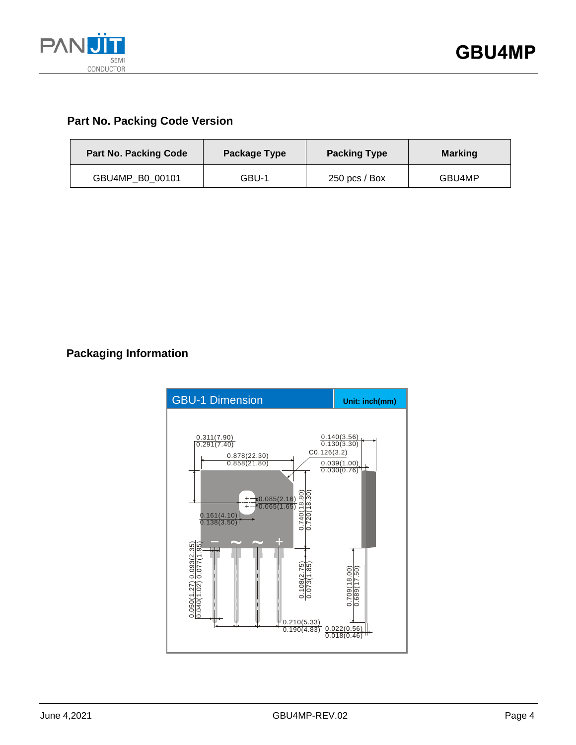## Part No. Packing Code Version

| Part No. Packing Code | Package Type | Packing Type | Marking |
|---|---|---|---|
| GBU4MP_B0_00101 | GBU-1 | 250 pcs / Box | GBU4MP |

## Packaging Information

GBU-1 Dimension

Unit: inch(mm)

0.311(7.90)
0.291(7.40)

0.878(22.30)
0.858(21.80)

C0.126(3.2)

0.140(3.56)
0.130(3.30)

0.039(1.00)
0.030(0.76)

0.085(2.16)
0.065(1.65)

0.161(4.10)
0.138(3.50)

0.740(18.80)
0.720(18.30)

0.050(1.27) 0.093(2.35)
0.040(1.02) 0.077(1.95)

0.108(2.75)
0.073(1.85)

0.709(18.00)
0.689(17.50)

0.210(5.33)
0.190(4.83)

0.022(0.56)
0.018(0.46)

− ~ ~ +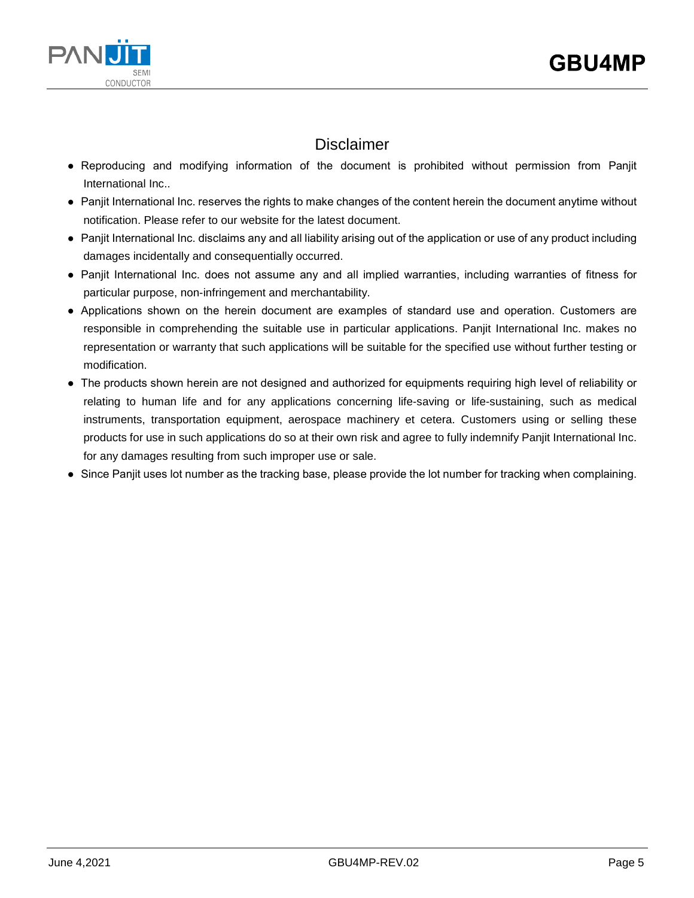## Disclaimer

- Reproducing and modifying information of the document is prohibited without permission from Panjit International Inc..
- Panjit International Inc. reserves the rights to make changes of the content herein the document anytime without notification. Please refer to our website for the latest document.
- Panjit International Inc. disclaims any and all liability arising out of the application or use of any product including damages incidentally and consequentially occurred.
- Panjit International Inc. does not assume any and all implied warranties, including warranties of fitness for particular purpose, non-infringement and merchantability.
- Applications shown on the herein document are examples of standard use and operation. Customers are responsible in comprehending the suitable use in particular applications. Panjit International Inc. makes no representation or warranty that such applications will be suitable for the specified use without further testing or modification.
- The products shown herein are not designed and authorized for equipments requiring high level of reliability or relating to human life and for any applications concerning life-saving or life-sustaining, such as medical instruments, transportation equipment, aerospace machinery et cetera. Customers using or selling these products for use in such applications do so at their own risk and agree to fully indemnify Panjit International Inc. for any damages resulting from such improper use or sale.
- Since Panjit uses lot number as the tracking base, please provide the lot number for tracking when complaining.